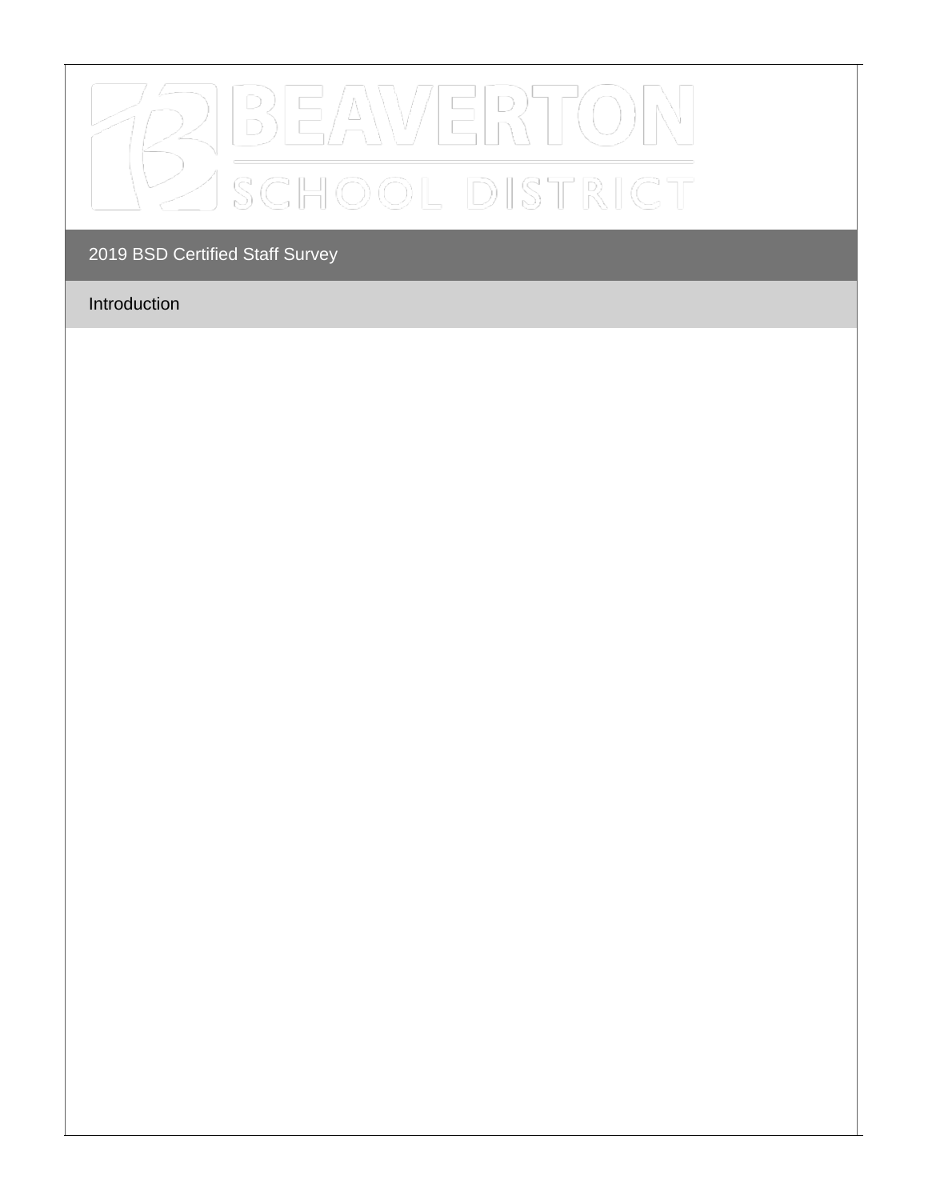# 2019 BSD Certified Staff Survey

## Introduction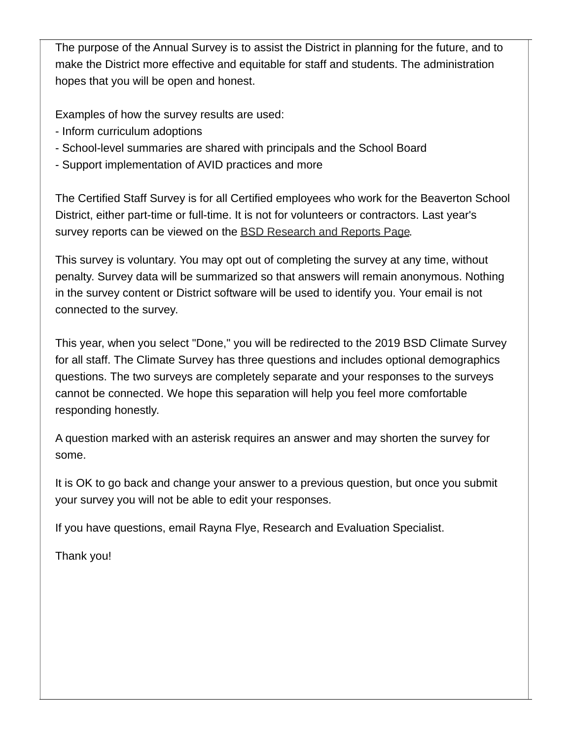The purpose of the Annual Survey is to assist the District in planning for the future, and to make the District more effective and equitable for staff and students. The administration hopes that you will be open and honest.

Examples of how the survey results are used:
- Inform curriculum adoptions
- School-level summaries are shared with principals and the School Board
- Support implementation of AVID practices and more

The Certified Staff Survey is for all Certified employees who work for the Beaverton School District, either part-time or full-time. It is not for volunteers or contractors. Last year's survey reports can be viewed on the BSD Research and Reports Page.

This survey is voluntary. You may opt out of completing the survey at any time, without penalty. Survey data will be summarized so that answers will remain anonymous. Nothing in the survey content or District software will be used to identify you. Your email is not connected to the survey.

This year, when you select "Done," you will be redirected to the 2019 BSD Climate Survey for all staff. The Climate Survey has three questions and includes optional demographics questions. The two surveys are completely separate and your responses to the surveys cannot be connected. We hope this separation will help you feel more comfortable responding honestly.

A question marked with an asterisk requires an answer and may shorten the survey for some.

It is OK to go back and change your answer to a previous question, but once you submit your survey you will not be able to edit your responses.

If you have questions, email Rayna Flye, Research and Evaluation Specialist.

Thank you!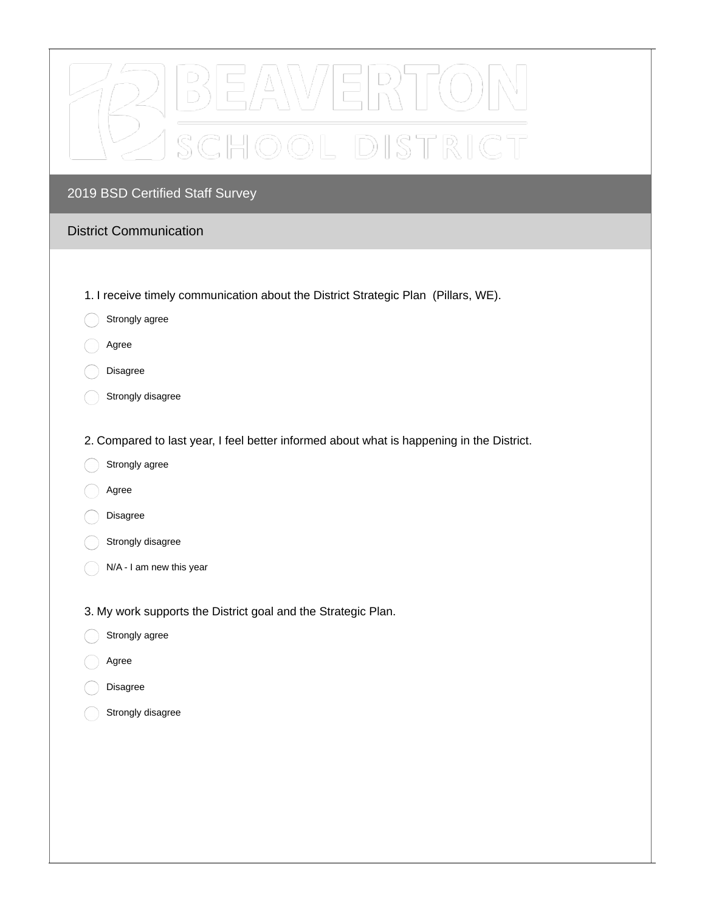# 2019 BSD Certified Staff Survey

## District Communication

1. I receive timely communication about the District Strategic Plan (Pillars, WE).

- Strongly agree
- Agree
- Disagree
- Strongly disagree

2. Compared to last year, I feel better informed about what is happening in the District.

- Strongly agree
- Agree
- Disagree
- Strongly disagree
- N/A - I am new this year

3. My work supports the District goal and the Strategic Plan.

- Strongly agree
- Agree
- Disagree
- Strongly disagree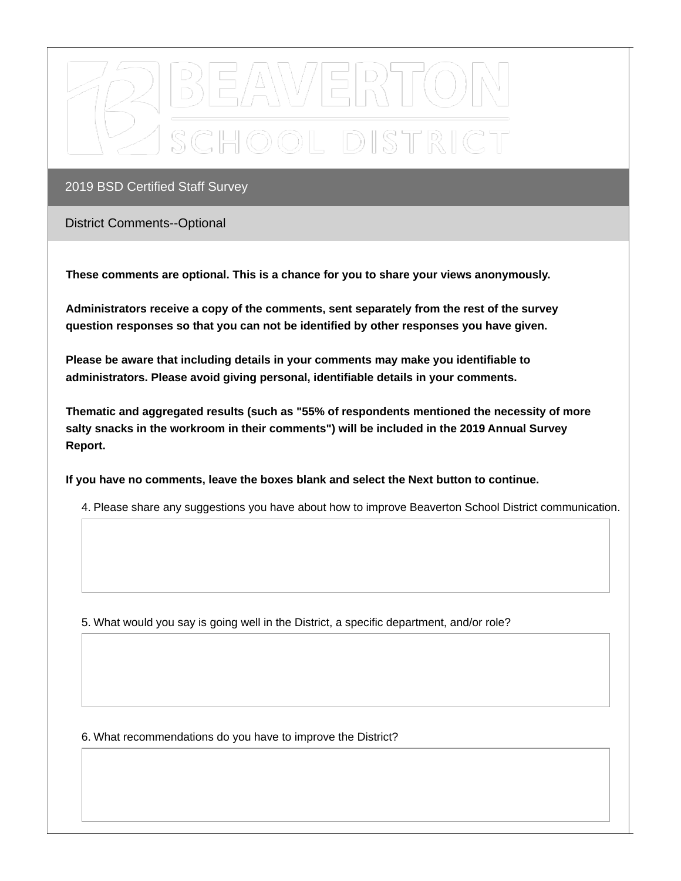BEAVERTON SCHOOL DISTRICT

## 2019 BSD Certified Staff Survey

### District Comments--Optional

**These comments are optional. This is a chance for you to share your views anonymously.**

**Administrators receive a copy of the comments, sent separately from the rest of the survey question responses so that you can not be identified by other responses you have given.**

**Please be aware that including details in your comments may make you identifiable to administrators. Please avoid giving personal, identifiable details in your comments.**

**Thematic and aggregated results (such as "55% of respondents mentioned the necessity of more salty snacks in the workroom in their comments") will be included in the 2019 Annual Survey Report.**

**If you have no comments, leave the boxes blank and select the Next button to continue.**

4. Please share any suggestions you have about how to improve Beaverton School District communication.

5. What would you say is going well in the District, a specific department, and/or role?

6. What recommendations do you have to improve the District?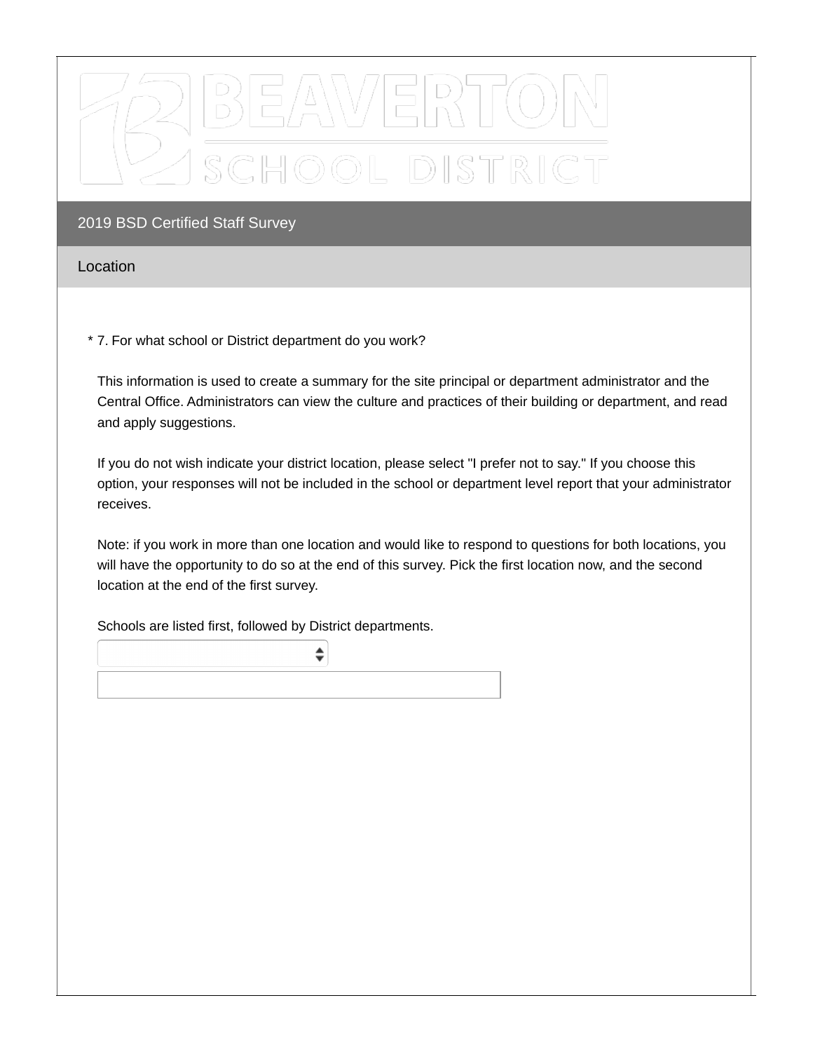# 2019 BSD Certified Staff Survey

## Location

\* 7. For what school or District department do you work?

This information is used to create a summary for the site principal or department administrator and the Central Office. Administrators can view the culture and practices of their building or department, and read and apply suggestions.

If you do not wish indicate your district location, please select "I prefer not to say." If you choose this option, your responses will not be included in the school or department level report that your administrator receives.

Note: if you work in more than one location and would like to respond to questions for both locations, you will have the opportunity to do so at the end of this survey. Pick the first location now, and the second location at the end of the first survey.

Schools are listed first, followed by District departments.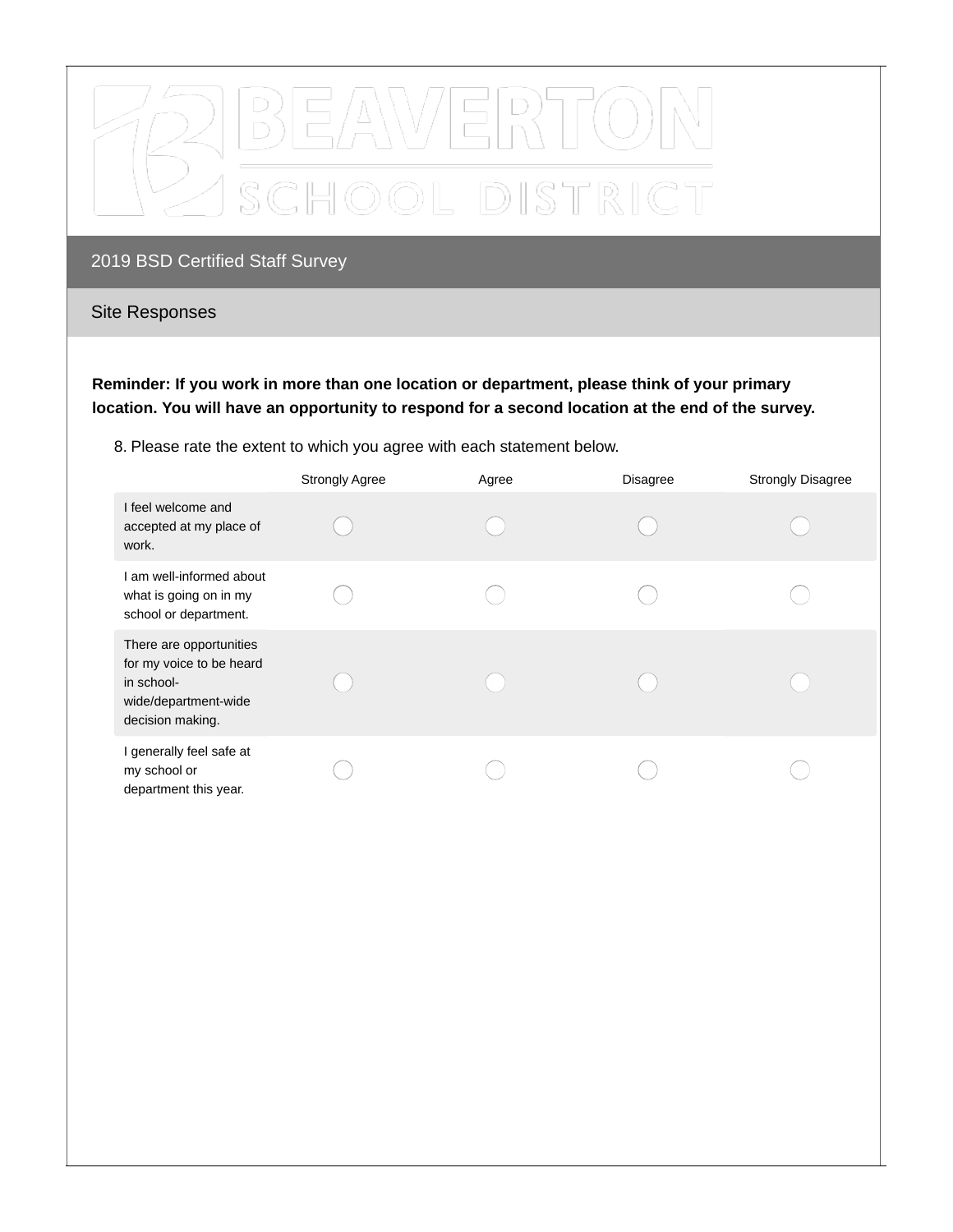BEAVERTON SCHOOL DISTRICT

## 2019 BSD Certified Staff Survey

### Site Responses

**Reminder: If you work in more than one location or department, please think of your primary location. You will have an opportunity to respond for a second location at the end of the survey.**

8. Please rate the extent to which you agree with each statement below.

| | Strongly Agree | Agree | Disagree | Strongly Disagree |
|---|---|---|---|---|
| I feel welcome and accepted at my place of work. | ◯ | ◯ | ◯ | ◯ |
| I am well-informed about what is going on in my school or department. | ◯ | ◯ | ◯ | ◯ |
| There are opportunities for my voice to be heard in school-wide/department-wide decision making. | ◯ | ◯ | ◯ | ◯ |
| I generally feel safe at my school or department this year. | ◯ | ◯ | ◯ | ◯ |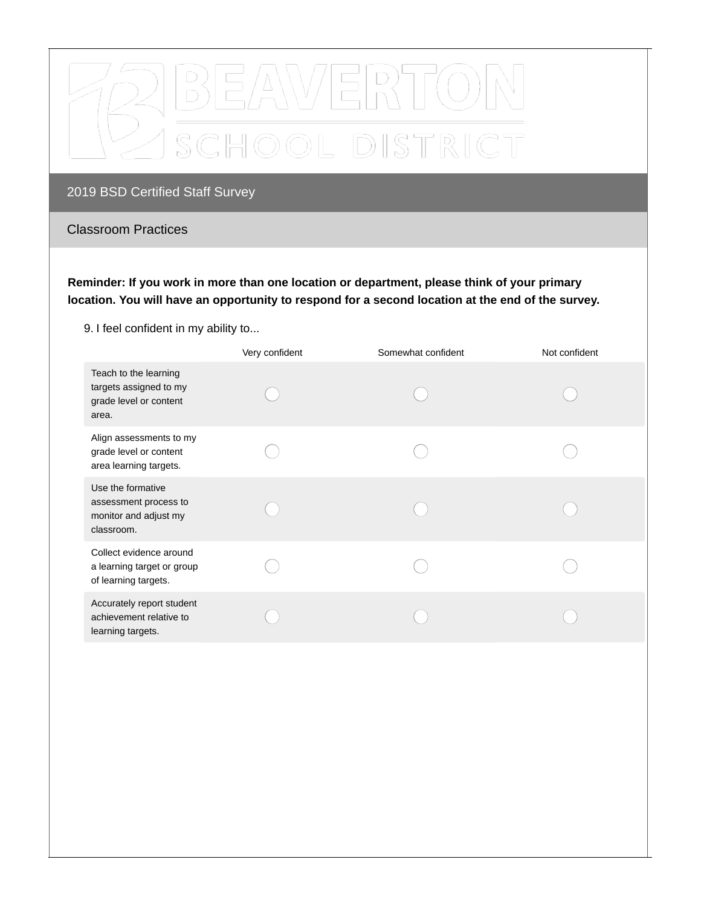# 2019 BSD Certified Staff Survey

## Classroom Practices

**Reminder: If you work in more than one location or department, please think of your primary location. You will have an opportunity to respond for a second location at the end of the survey.**

9. I feel confident in my ability to...

| | Very confident | Somewhat confident | Not confident |
|---|---|---|---|
| Teach to the learning targets assigned to my grade level or content area. | ◯ | ◯ | ◯ |
| Align assessments to my grade level or content area learning targets. | ◯ | ◯ | ◯ |
| Use the formative assessment process to monitor and adjust my classroom. | ◯ | ◯ | ◯ |
| Collect evidence around a learning target or group of learning targets. | ◯ | ◯ | ◯ |
| Accurately report student achievement relative to learning targets. | ◯ | ◯ | ◯ |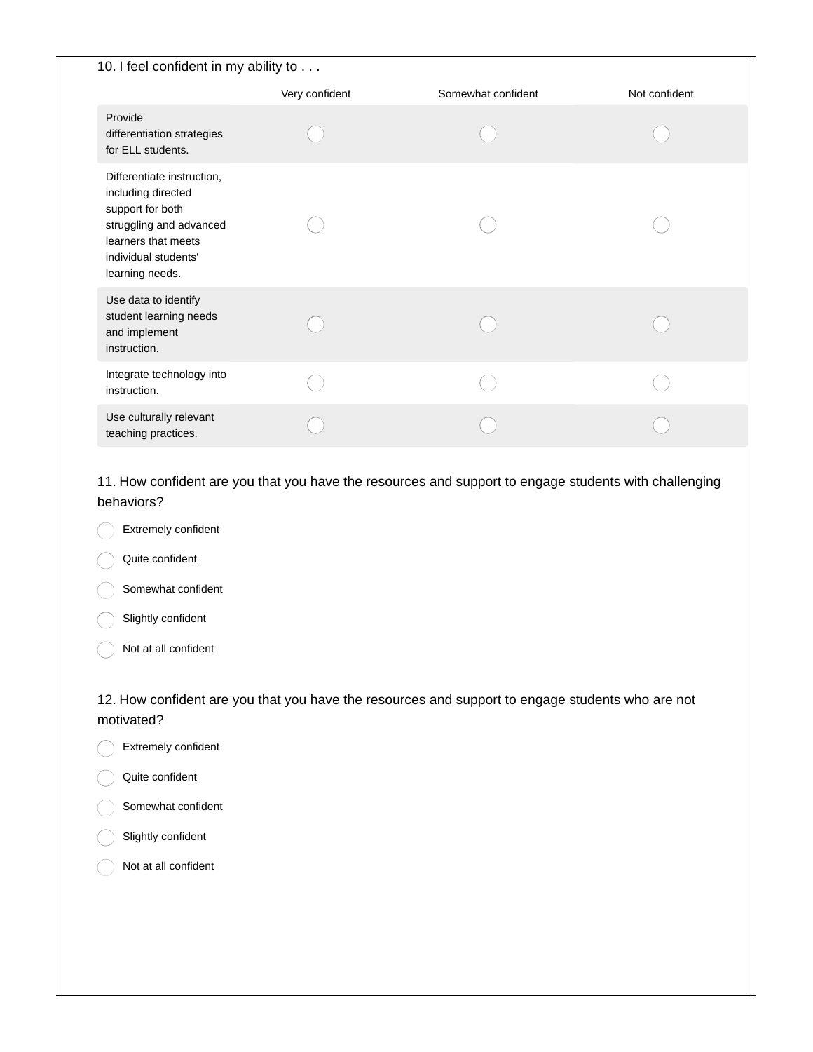10. I feel confident in my ability to . . .

| | Very confident | Somewhat confident | Not confident |
|---|---|---|---|
| Provide differentiation strategies for ELL students. | ○ | ○ | ○ |
| Differentiate instruction, including directed support for both struggling and advanced learners that meets individual students' learning needs. | ○ | ○ | ○ |
| Use data to identify student learning needs and implement instruction. | ○ | ○ | ○ |
| Integrate technology into instruction. | ○ | ○ | ○ |
| Use culturally relevant teaching practices. | ○ | ○ | ○ |

11. How confident are you that you have the resources and support to engage students with challenging behaviors?

- ○ Extremely confident
- ○ Quite confident
- ○ Somewhat confident
- ○ Slightly confident
- ○ Not at all confident

12. How confident are you that you have the resources and support to engage students who are not motivated?

- ○ Extremely confident
- ○ Quite confident
- ○ Somewhat confident
- ○ Slightly confident
- ○ Not at all confident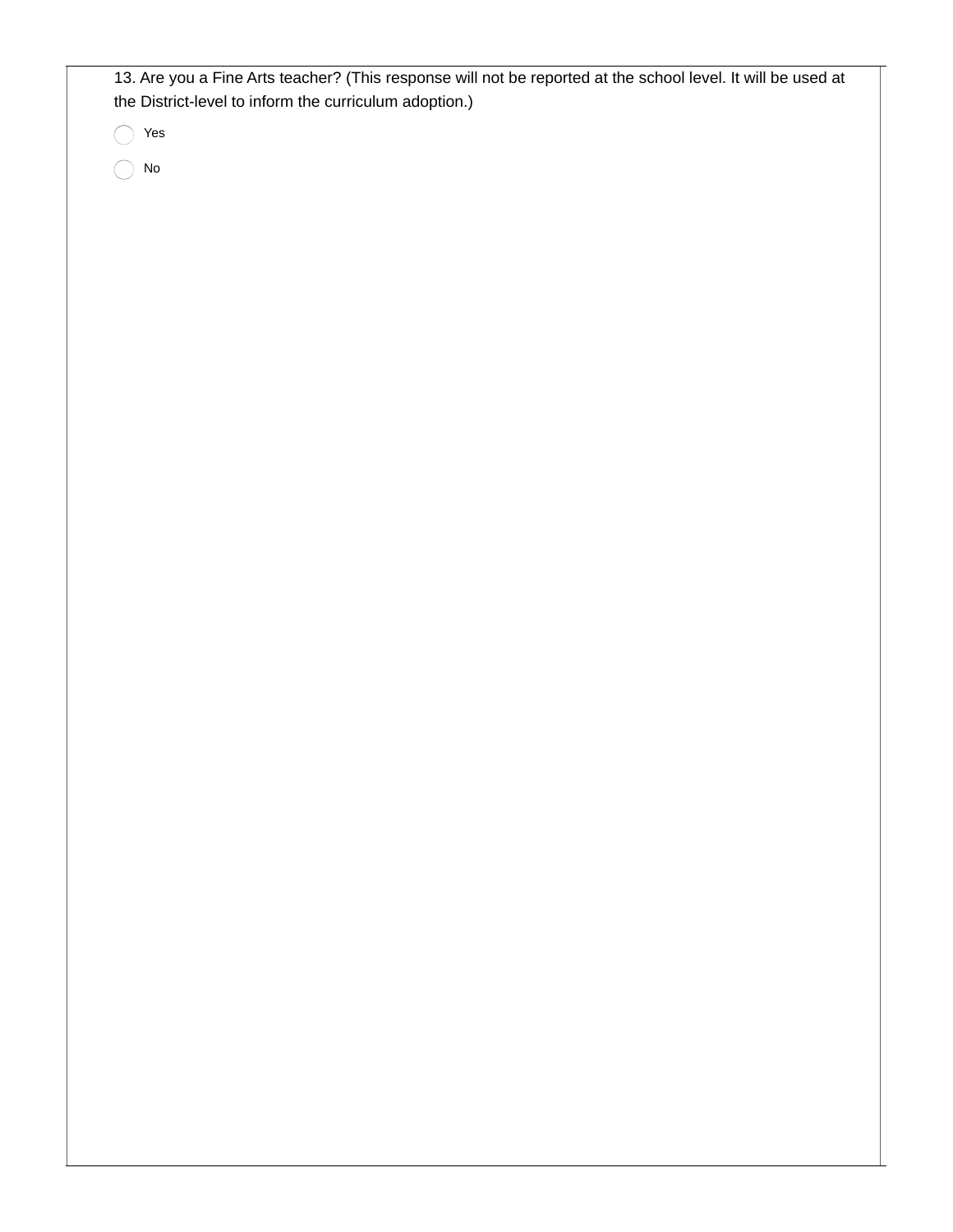13. Are you a Fine Arts teacher? (This response will not be reported at the school level. It will be used at the District-level to inform the curriculum adoption.)

- ◯ Yes
- ◯ No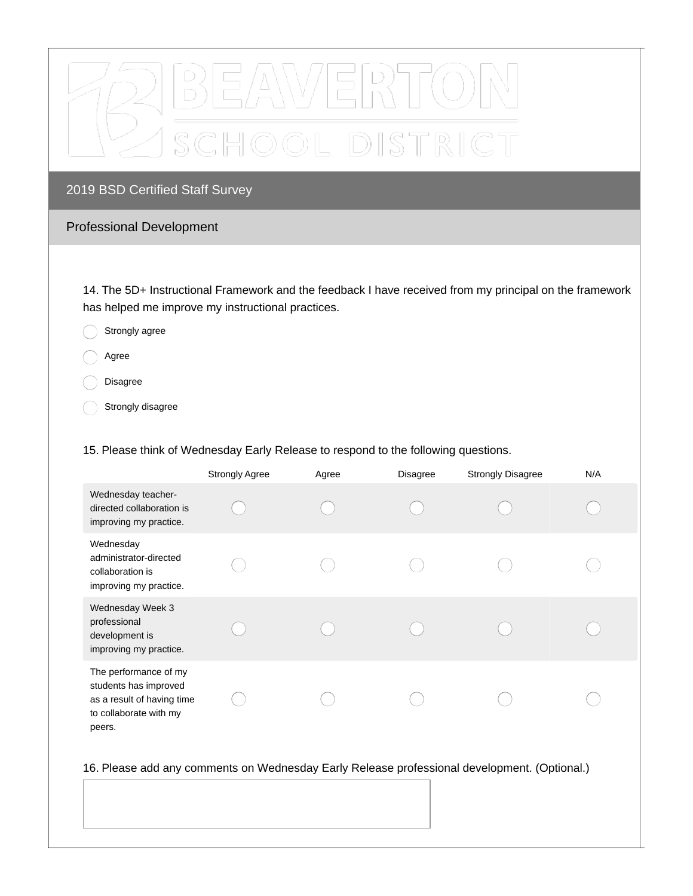BEAVERTON SCHOOL DISTRICT

## 2019 BSD Certified Staff Survey

### Professional Development

14. The 5D+ Instructional Framework and the feedback I have received from my principal on the framework has helped me improve my instructional practices.

- ◯ Strongly agree
- ◯ Agree
- ◯ Disagree
- ◯ Strongly disagree

15. Please think of Wednesday Early Release to respond to the following questions.

| | Strongly Agree | Agree | Disagree | Strongly Disagree | N/A |
|---|---|---|---|---|---|
| Wednesday teacher-directed collaboration is improving my practice. | ◯ | ◯ | ◯ | ◯ | ◯ |
| Wednesday administrator-directed collaboration is improving my practice. | ◯ | ◯ | ◯ | ◯ | ◯ |
| Wednesday Week 3 professional development is improving my practice. | ◯ | ◯ | ◯ | ◯ | ◯ |
| The performance of my students has improved as a result of having time to collaborate with my peers. | ◯ | ◯ | ◯ | ◯ | ◯ |

16. Please add any comments on Wednesday Early Release professional development. (Optional.)

[ ]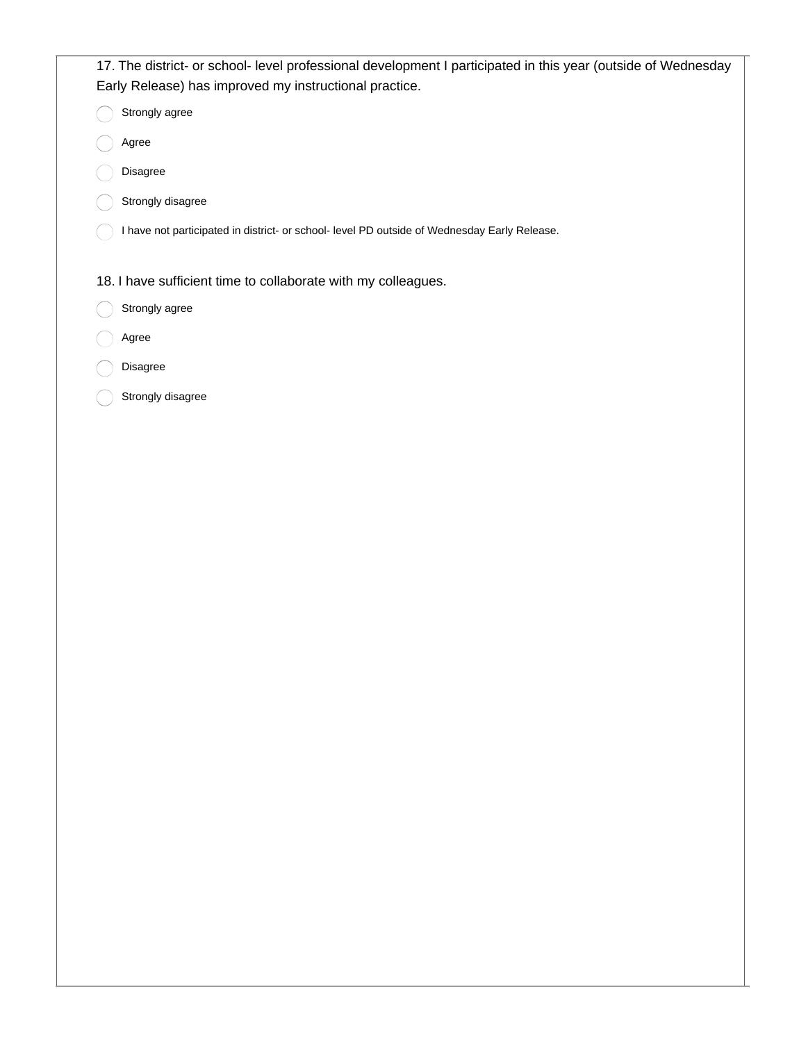17. The district- or school- level professional development I participated in this year (outside of Wednesday Early Release) has improved my instructional practice.

- Strongly agree
- Agree
- Disagree
- Strongly disagree
- I have not participated in district- or school- level PD outside of Wednesday Early Release.

18. I have sufficient time to collaborate with my colleagues.

- Strongly agree
- Agree
- Disagree
- Strongly disagree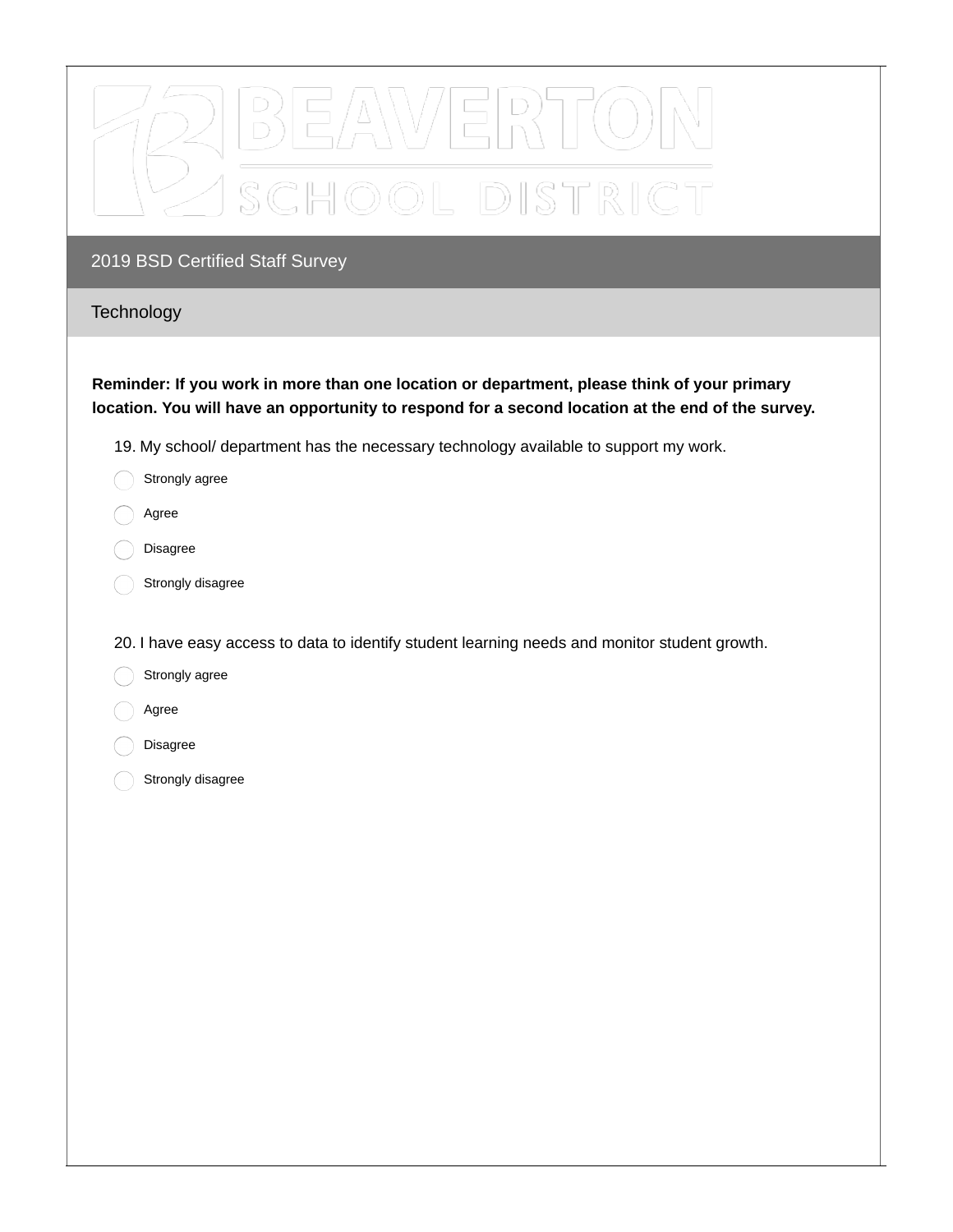# BEAVERTON SCHOOL DISTRICT

## 2019 BSD Certified Staff Survey

### Technology

**Reminder: If you work in more than one location or department, please think of your primary location. You will have an opportunity to respond for a second location at the end of the survey.**

19. My school/ department has the necessary technology available to support my work.

- Strongly agree
- Agree
- Disagree
- Strongly disagree

20. I have easy access to data to identify student learning needs and monitor student growth.

- Strongly agree
- Agree
- Disagree
- Strongly disagree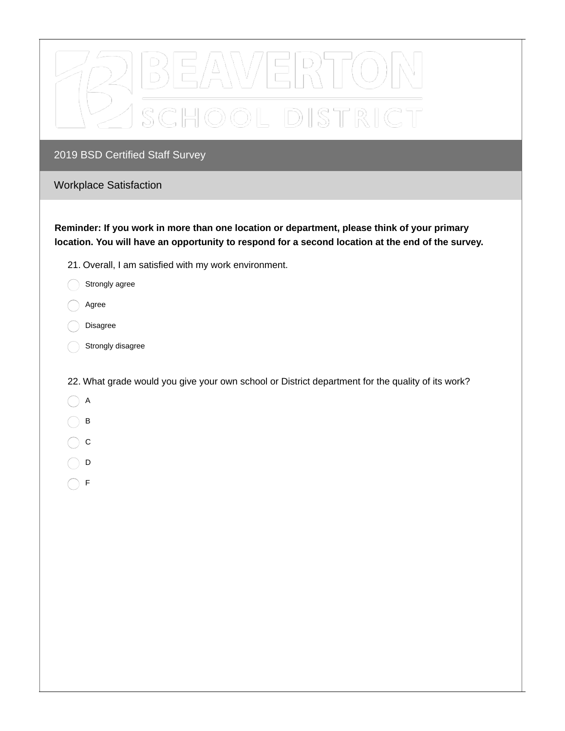# 2019 BSD Certified Staff Survey

## Workplace Satisfaction

**Reminder: If you work in more than one location or department, please think of your primary location. You will have an opportunity to respond for a second location at the end of the survey.**

21. Overall, I am satisfied with my work environment.

- Strongly agree
- Agree
- Disagree
- Strongly disagree

22. What grade would you give your own school or District department for the quality of its work?

- A
- B
- C
- D
- F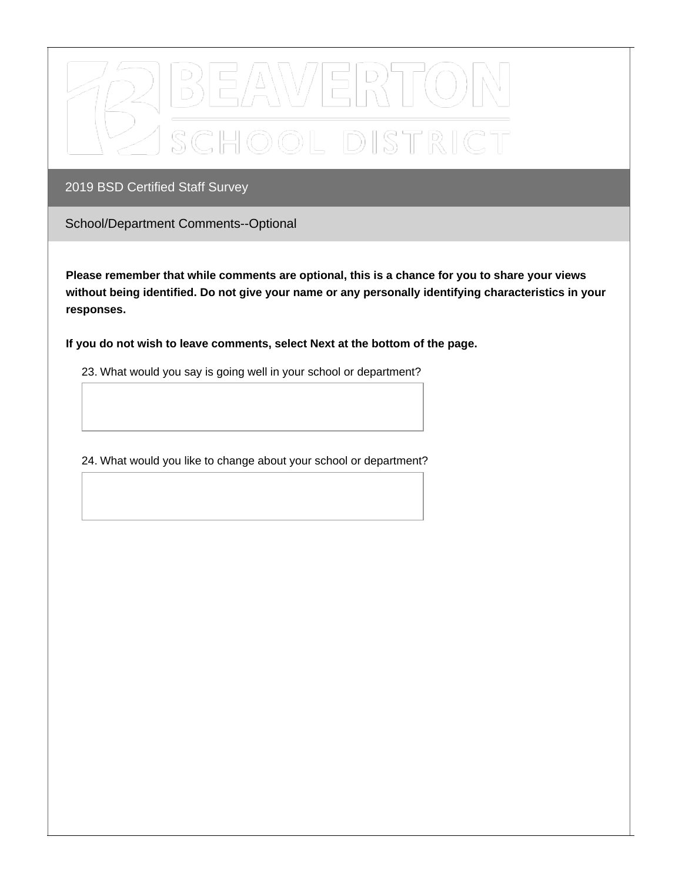BEAVERTON SCHOOL DISTRICT

## 2019 BSD Certified Staff Survey

### School/Department Comments--Optional

**Please remember that while comments are optional, this is a chance for you to share your views without being identified. Do not give your name or any personally identifying characteristics in your responses.**

**If you do not wish to leave comments, select Next at the bottom of the page.**

23. What would you say is going well in your school or department?

24. What would you like to change about your school or department?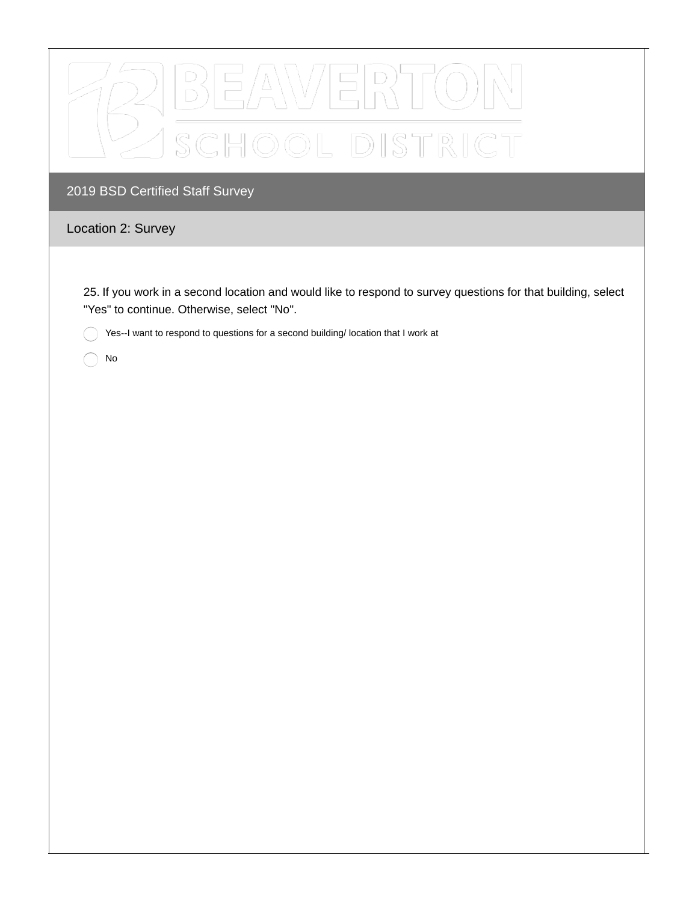## 2019 BSD Certified Staff Survey

### Location 2: Survey

25. If you work in a second location and would like to respond to survey questions for that building, select "Yes" to continue. Otherwise, select "No".

- Yes--I want to respond to questions for a second building/ location that I work at
- No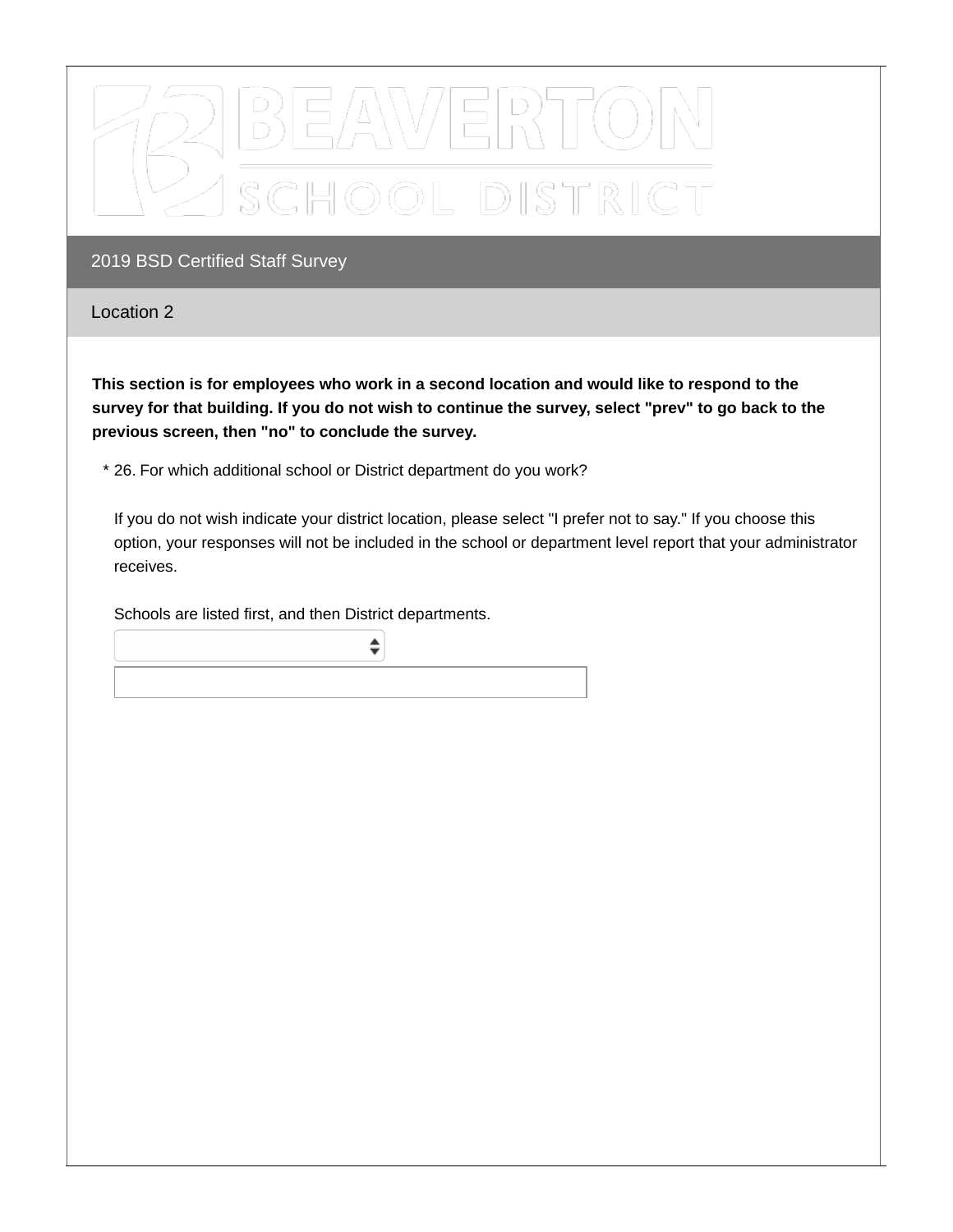BEAVERTON SCHOOL DISTRICT

## 2019 BSD Certified Staff Survey

### Location 2

**This section is for employees who work in a second location and would like to respond to the survey for that building. If you do not wish to continue the survey, select "prev" to go back to the previous screen, then "no" to conclude the survey.**

\* 26. For which additional school or District department do you work?

If you do not wish indicate your district location, please select "I prefer not to say." If you choose this option, your responses will not be included in the school or department level report that your administrator receives.

Schools are listed first, and then District departments.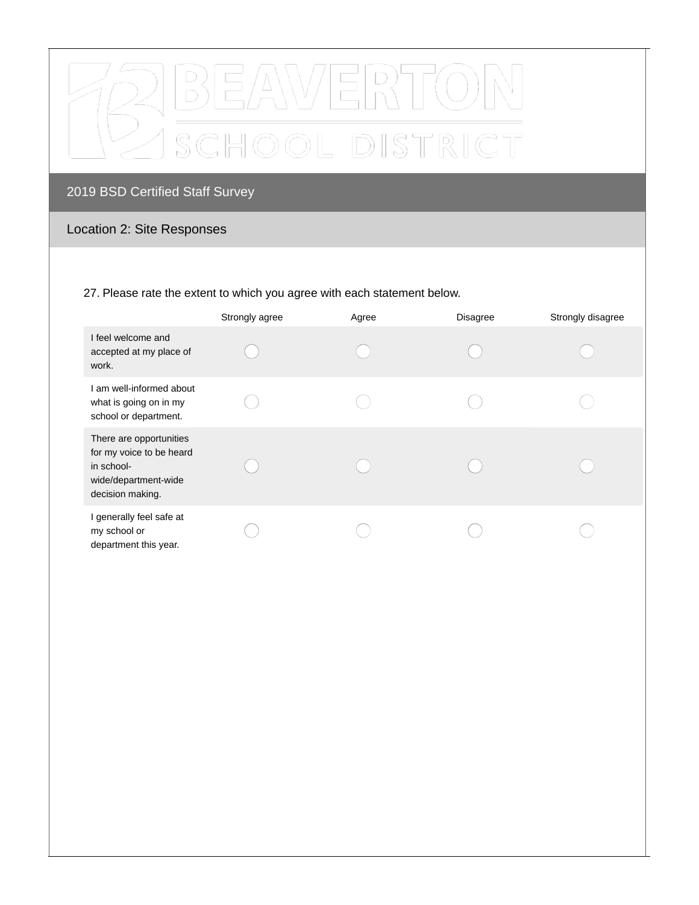# 2019 BSD Certified Staff Survey

## Location 2: Site Responses

27. Please rate the extent to which you agree with each statement below.

| | Strongly agree | Agree | Disagree | Strongly disagree |
|---|---|---|---|---|
| I feel welcome and accepted at my place of work. | ◯ | ◯ | ◯ | ◯ |
| I am well-informed about what is going on in my school or department. | ◯ | ◯ | ◯ | ◯ |
| There are opportunities for my voice to be heard in school-wide/department-wide decision making. | ◯ | ◯ | ◯ | ◯ |
| I generally feel safe at my school or department this year. | ◯ | ◯ | ◯ | ◯ |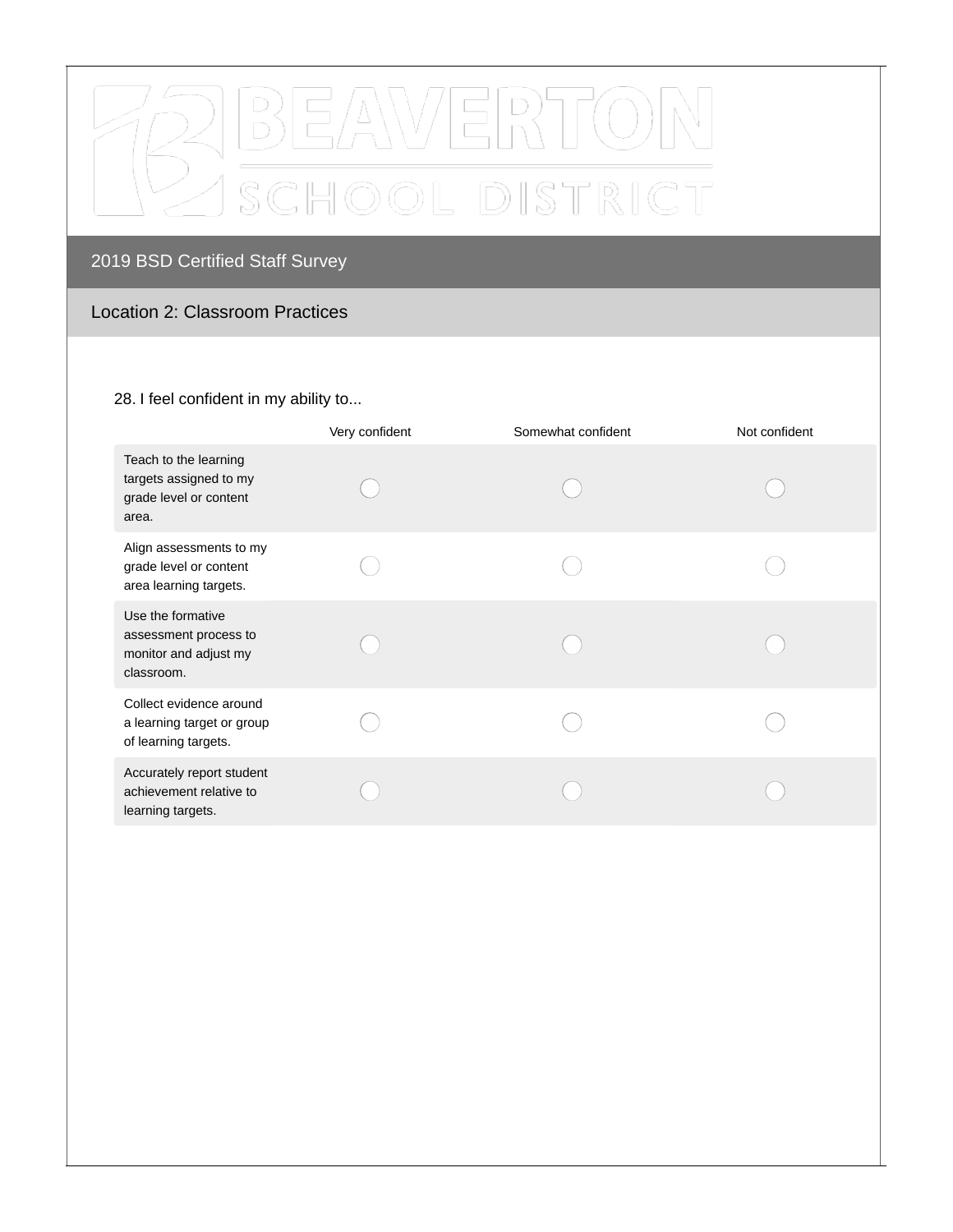# 2019 BSD Certified Staff Survey

## Location 2: Classroom Practices

28. I feel confident in my ability to...

| | Very confident | Somewhat confident | Not confident |
|---|---|---|---|
| Teach to the learning targets assigned to my grade level or content area. | ○ | ○ | ○ |
| Align assessments to my grade level or content area learning targets. | ○ | ○ | ○ |
| Use the formative assessment process to monitor and adjust my classroom. | ○ | ○ | ○ |
| Collect evidence around a learning target or group of learning targets. | ○ | ○ | ○ |
| Accurately report student achievement relative to learning targets. | ○ | ○ | ○ |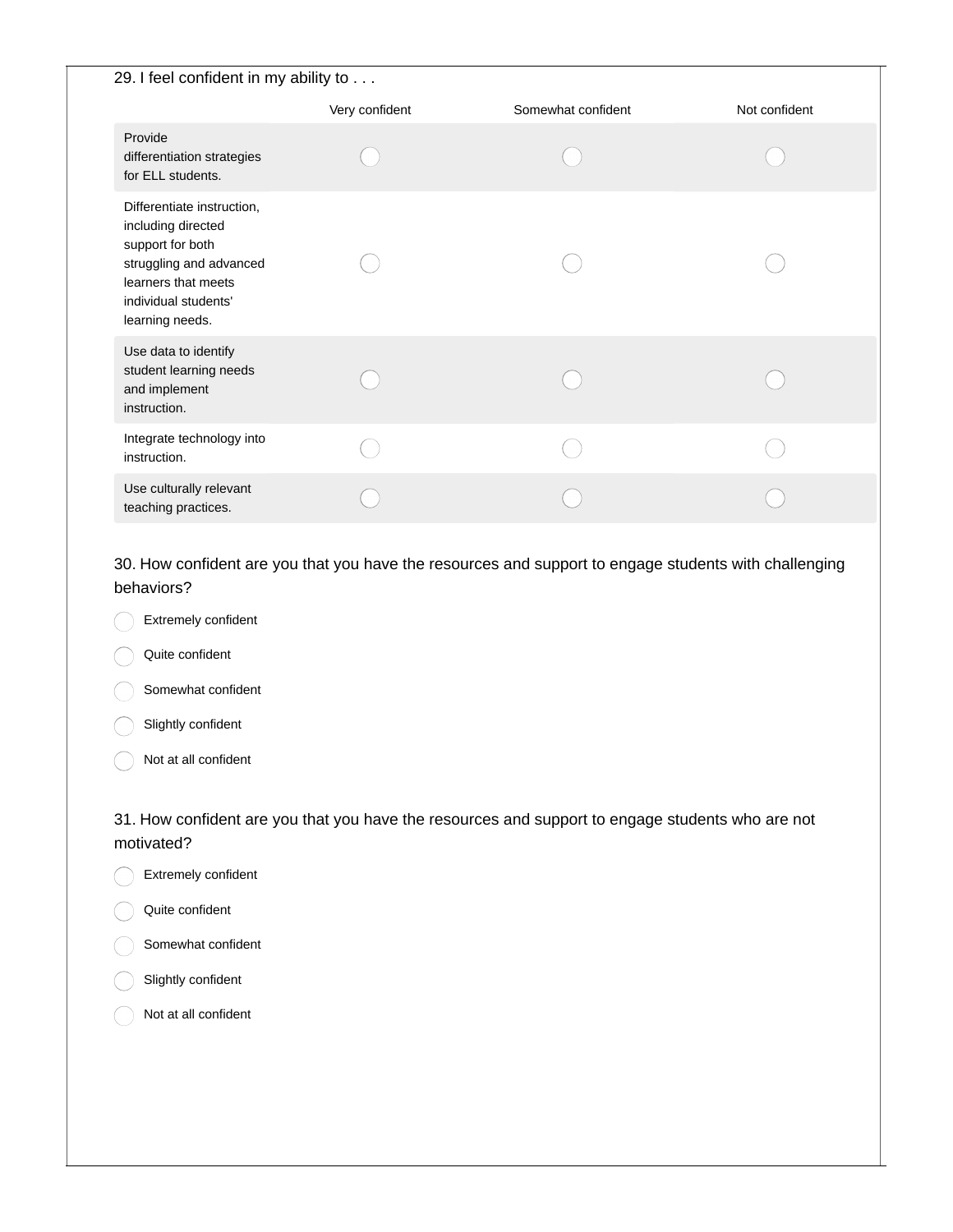29. I feel confident in my ability to . . .

| | Very confident | Somewhat confident | Not confident |
|---|---|---|---|
| Provide differentiation strategies for ELL students. | ◯ | ◯ | ◯ |
| Differentiate instruction, including directed support for both struggling and advanced learners that meets individual students' learning needs. | ◯ | ◯ | ◯ |
| Use data to identify student learning needs and implement instruction. | ◯ | ◯ | ◯ |
| Integrate technology into instruction. | ◯ | ◯ | ◯ |
| Use culturally relevant teaching practices. | ◯ | ◯ | ◯ |

30. How confident are you that you have the resources and support to engage students with challenging behaviors?

- ◯ Extremely confident
- ◯ Quite confident
- ◯ Somewhat confident
- ◯ Slightly confident
- ◯ Not at all confident

31. How confident are you that you have the resources and support to engage students who are not motivated?

- ◯ Extremely confident
- ◯ Quite confident
- ◯ Somewhat confident
- ◯ Slightly confident
- ◯ Not at all confident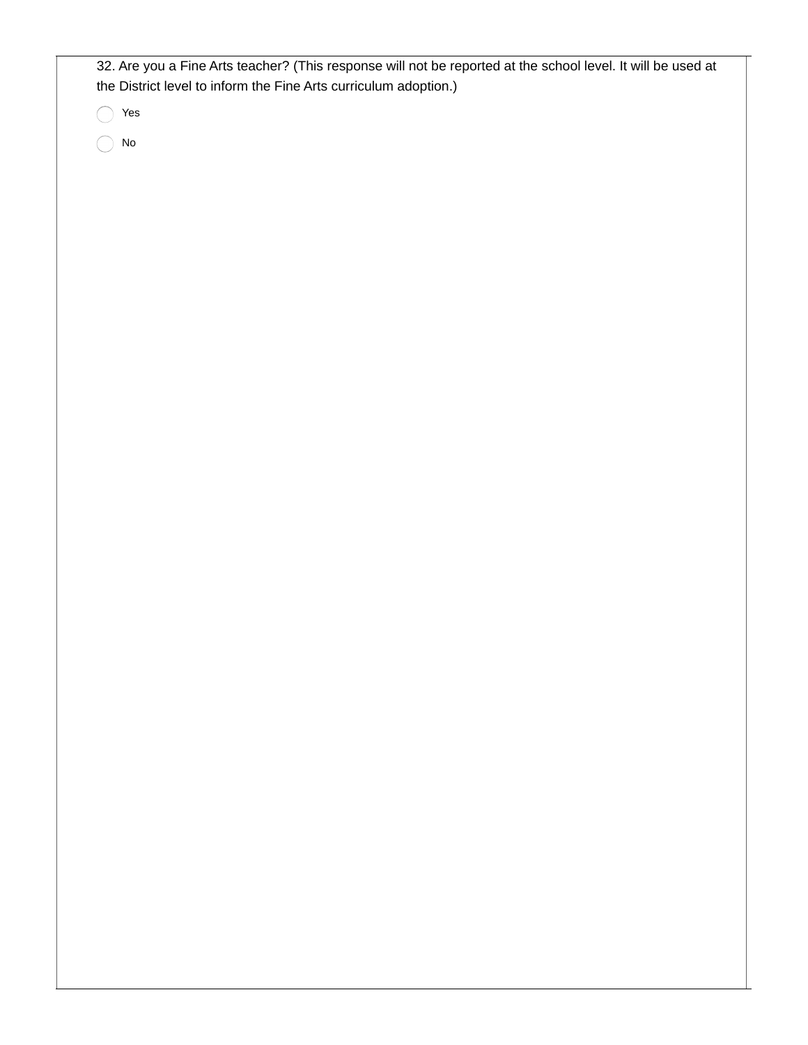32. Are you a Fine Arts teacher? (This response will not be reported at the school level. It will be used at the District level to inform the Fine Arts curriculum adoption.)

- Yes
- No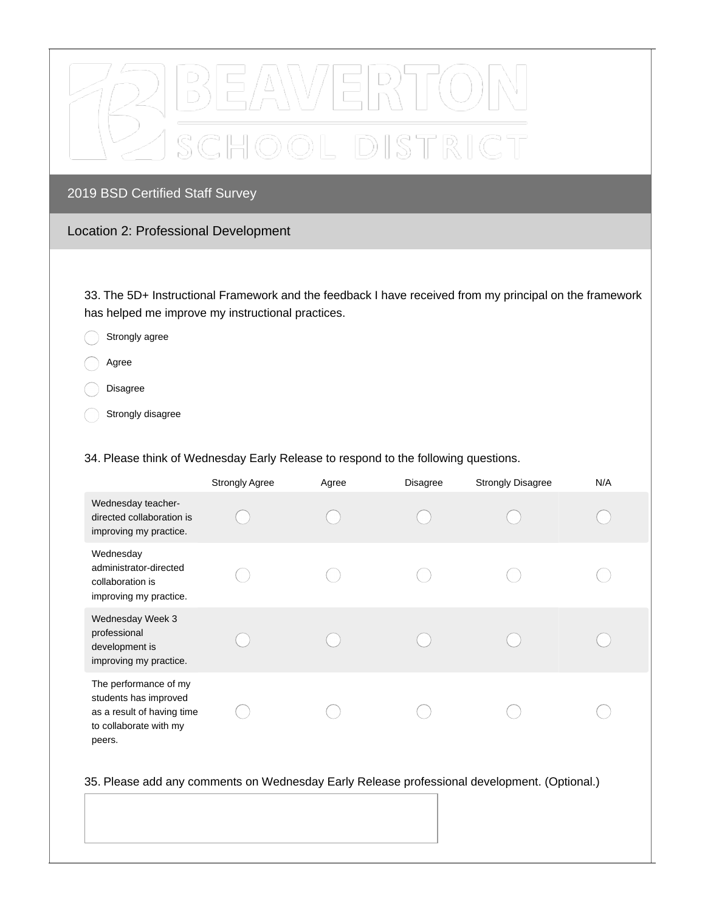BEAVERTON SCHOOL DISTRICT

## 2019 BSD Certified Staff Survey

### Location 2: Professional Development

33. The 5D+ Instructional Framework and the feedback I have received from my principal on the framework has helped me improve my instructional practices.

- Strongly agree
- Agree
- Disagree
- Strongly disagree

34. Please think of Wednesday Early Release to respond to the following questions.

| | Strongly Agree | Agree | Disagree | Strongly Disagree | N/A |
|---|---|---|---|---|---|
| Wednesday teacher-directed collaboration is improving my practice. | ◯ | ◯ | ◯ | ◯ | ◯ |
| Wednesday administrator-directed collaboration is improving my practice. | ◯ | ◯ | ◯ | ◯ | ◯ |
| Wednesday Week 3 professional development is improving my practice. | ◯ | ◯ | ◯ | ◯ | ◯ |
| The performance of my students has improved as a result of having time to collaborate with my peers. | ◯ | ◯ | ◯ | ◯ | ◯ |

35. Please add any comments on Wednesday Early Release professional development. (Optional.)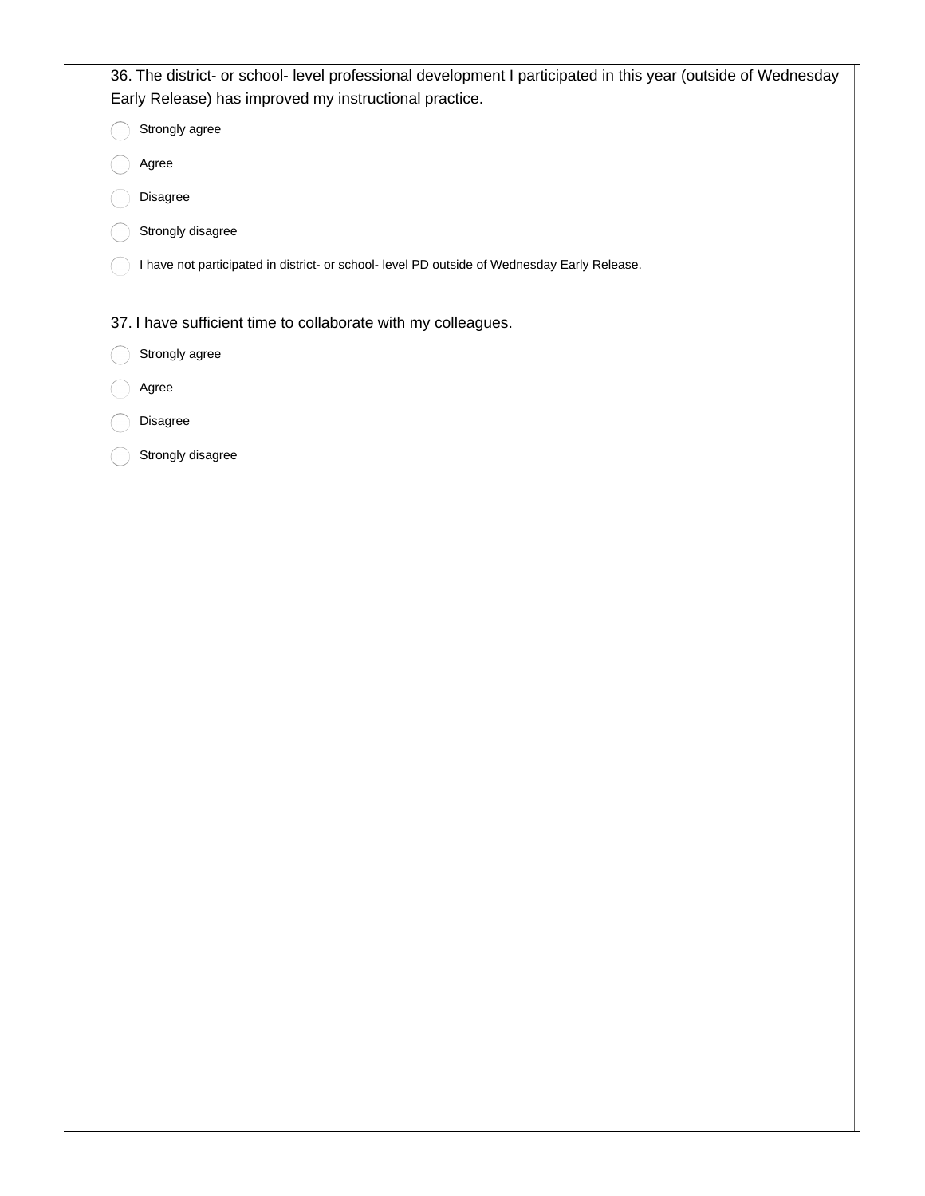36. The district- or school- level professional development I participated in this year (outside of Wednesday Early Release) has improved my instructional practice.

- Strongly agree
- Agree
- Disagree
- Strongly disagree
- I have not participated in district- or school- level PD outside of Wednesday Early Release.

37. I have sufficient time to collaborate with my colleagues.

- Strongly agree
- Agree
- Disagree
- Strongly disagree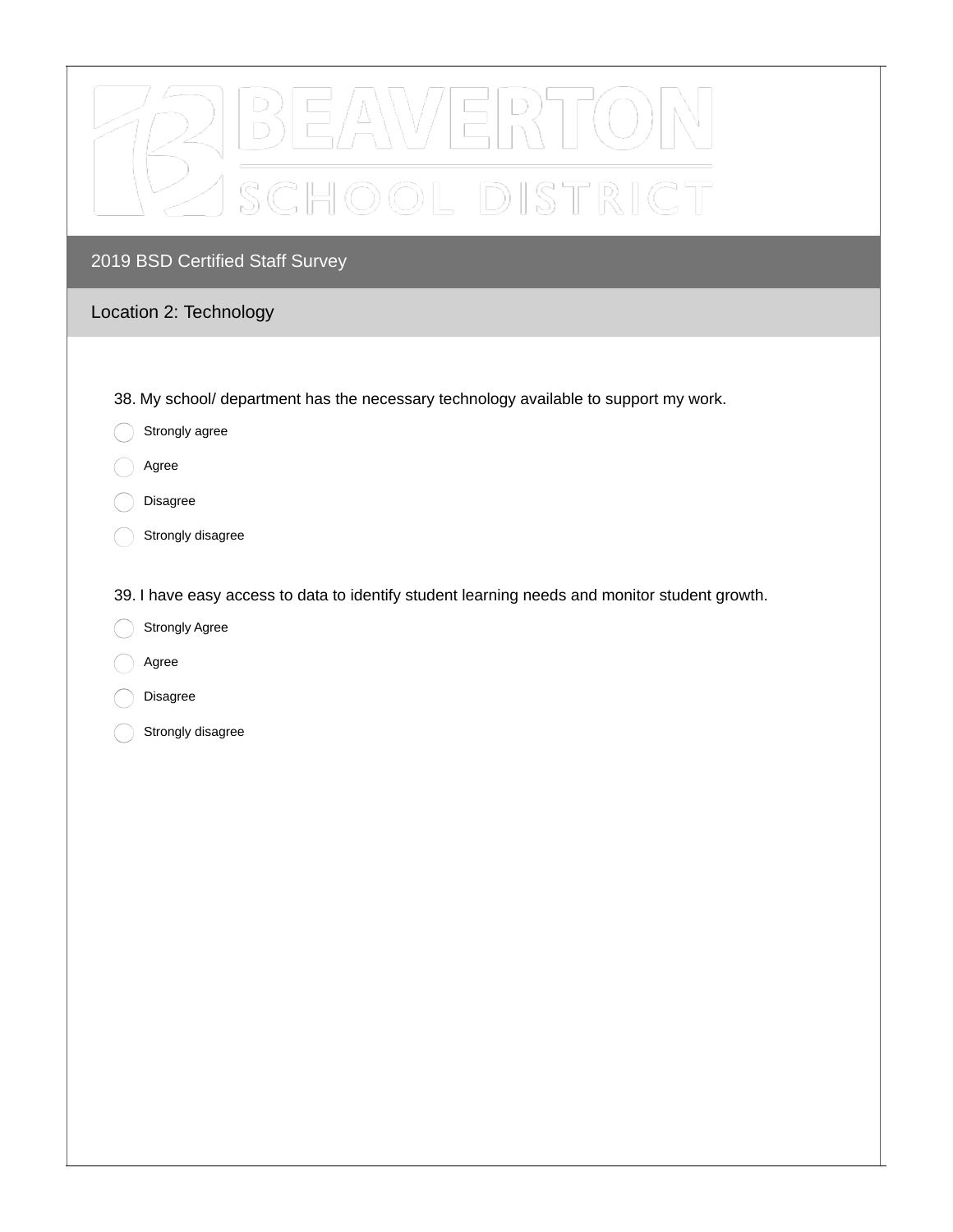# BEAVERTON SCHOOL DISTRICT

## 2019 BSD Certified Staff Survey

### Location 2: Technology

38. My school/ department has the necessary technology available to support my work.

- Strongly agree
- Agree
- Disagree
- Strongly disagree

39. I have easy access to data to identify student learning needs and monitor student growth.

- Strongly Agree
- Agree
- Disagree
- Strongly disagree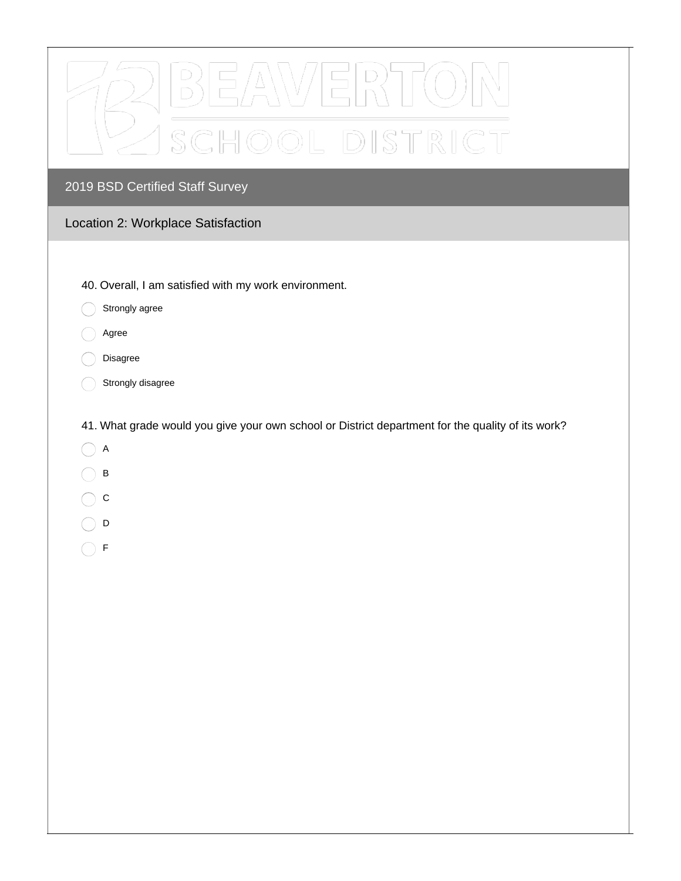BEAVERTON SCHOOL DISTRICT

## 2019 BSD Certified Staff Survey

### Location 2: Workplace Satisfaction

40. Overall, I am satisfied with my work environment.

- Strongly agree
- Agree
- Disagree
- Strongly disagree

41. What grade would you give your own school or District department for the quality of its work?

- A
- B
- C
- D
- F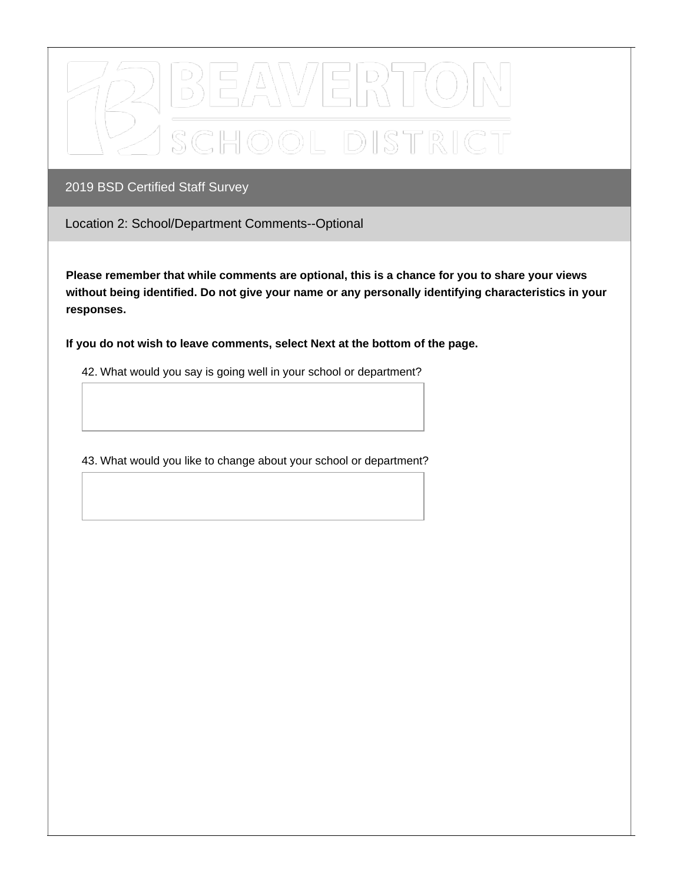BEAVERTON SCHOOL DISTRICT

## 2019 BSD Certified Staff Survey

### Location 2: School/Department Comments--Optional

**Please remember that while comments are optional, this is a chance for you to share your views without being identified. Do not give your name or any personally identifying characteristics in your responses.**

**If you do not wish to leave comments, select Next at the bottom of the page.**

42. What would you say is going well in your school or department?

43. What would you like to change about your school or department?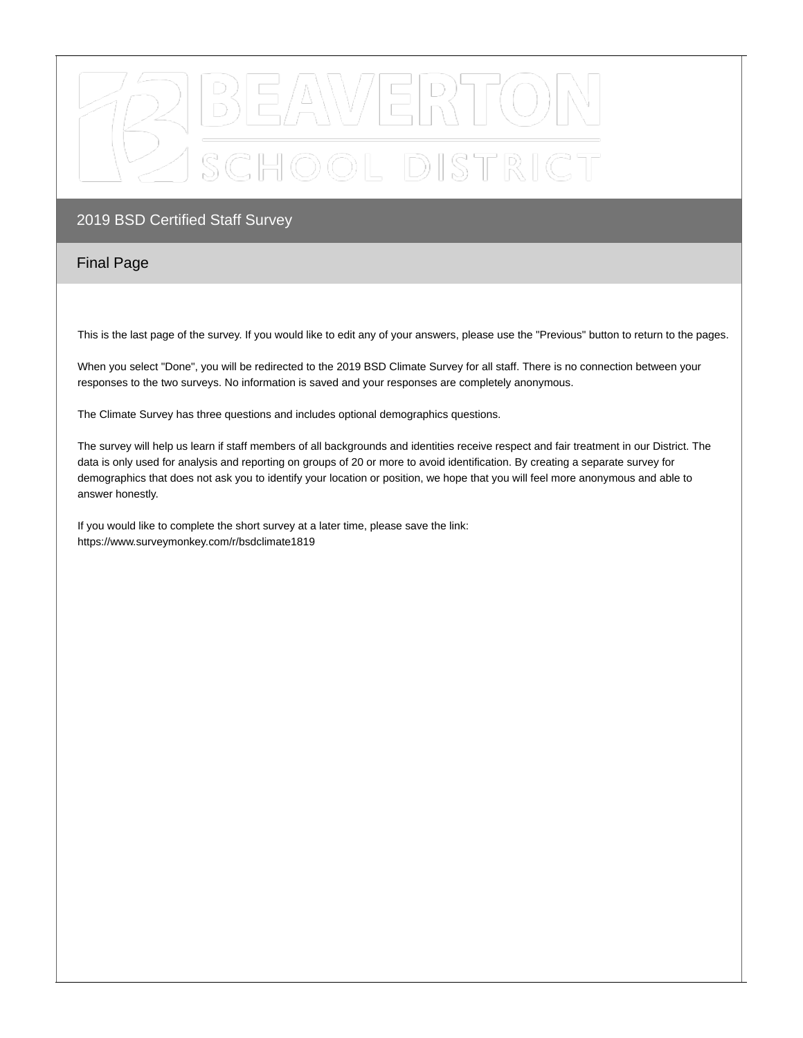# BEAVERTON SCHOOL DISTRICT

## 2019 BSD Certified Staff Survey

### Final Page

This is the last page of the survey. If you would like to edit any of your answers, please use the "Previous" button to return to the pages.

When you select "Done", you will be redirected to the 2019 BSD Climate Survey for all staff. There is no connection between your responses to the two surveys. No information is saved and your responses are completely anonymous.

The Climate Survey has three questions and includes optional demographics questions.

The survey will help us learn if staff members of all backgrounds and identities receive respect and fair treatment in our District. The data is only used for analysis and reporting on groups of 20 or more to avoid identification. By creating a separate survey for demographics that does not ask you to identify your location or position, we hope that you will feel more anonymous and able to answer honestly.

If you would like to complete the short survey at a later time, please save the link:
https://www.surveymonkey.com/r/bsdclimate1819